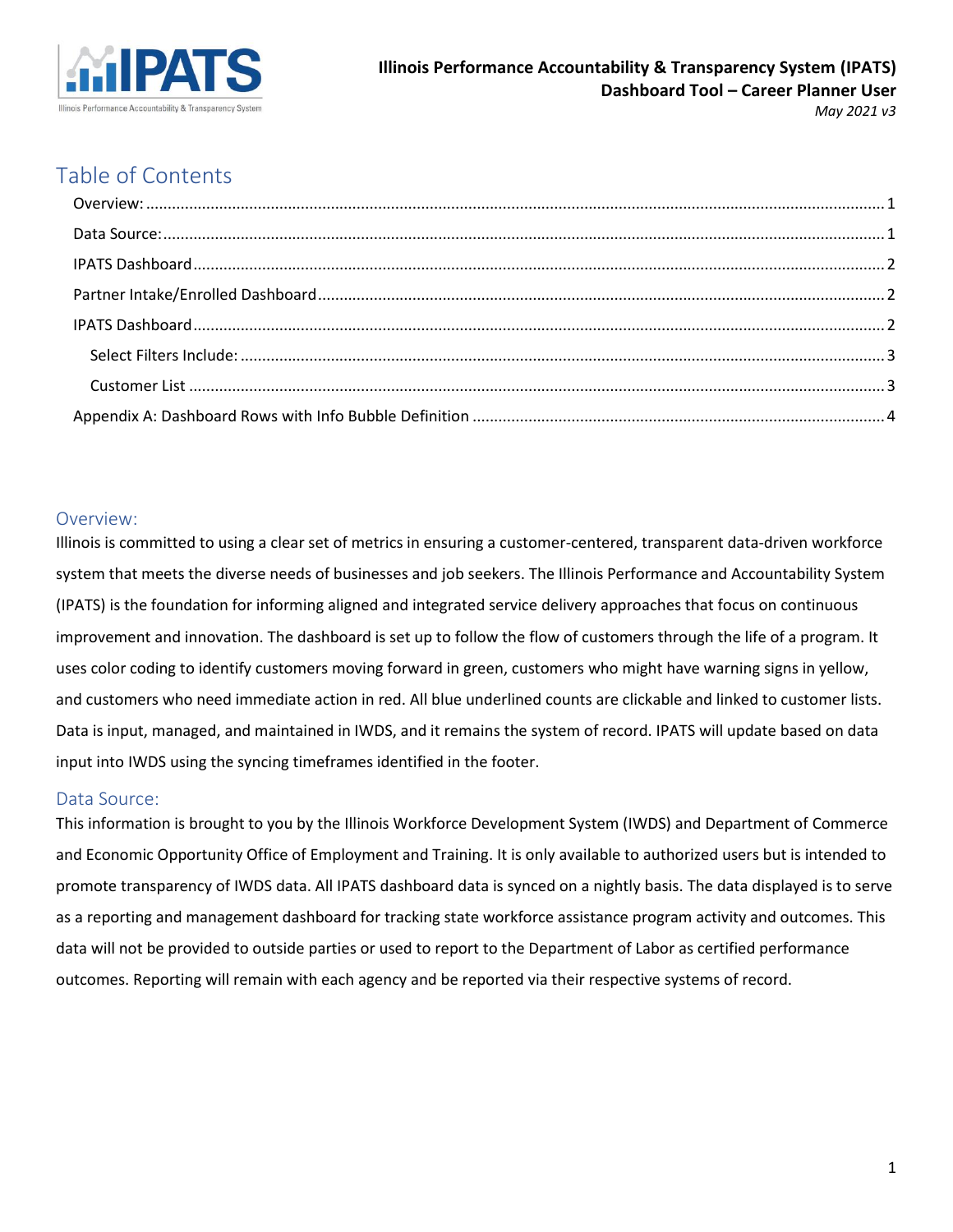**Illinois Performance Accountability & Transparency System (IPATS)**
**Dashboard Tool – Career Planner User**
*May 2021 v3*

# Table of Contents

- Overview: ... 1
- Data Source: ... 1
- IPATS Dashboard ... 2
- Partner Intake/Enrolled Dashboard ... 2
- IPATS Dashboard ... 2
  - Select Filters Include: ... 3
  - Customer List ... 3
- Appendix A: Dashboard Rows with Info Bubble Definition ... 4

## Overview:

Illinois is committed to using a clear set of metrics in ensuring a customer-centered, transparent data-driven workforce system that meets the diverse needs of businesses and job seekers. The Illinois Performance and Accountability System (IPATS) is the foundation for informing aligned and integrated service delivery approaches that focus on continuous improvement and innovation. The dashboard is set up to follow the flow of customers through the life of a program. It uses color coding to identify customers moving forward in green, customers who might have warning signs in yellow, and customers who need immediate action in red. All blue underlined counts are clickable and linked to customer lists. Data is input, managed, and maintained in IWDS, and it remains the system of record. IPATS will update based on data input into IWDS using the syncing timeframes identified in the footer.

## Data Source:

This information is brought to you by the Illinois Workforce Development System (IWDS) and Department of Commerce and Economic Opportunity Office of Employment and Training. It is only available to authorized users but is intended to promote transparency of IWDS data. All IPATS dashboard data is synced on a nightly basis. The data displayed is to serve as a reporting and management dashboard for tracking state workforce assistance program activity and outcomes. This data will not be provided to outside parties or used to report to the Department of Labor as certified performance outcomes. Reporting will remain with each agency and be reported via their respective systems of record.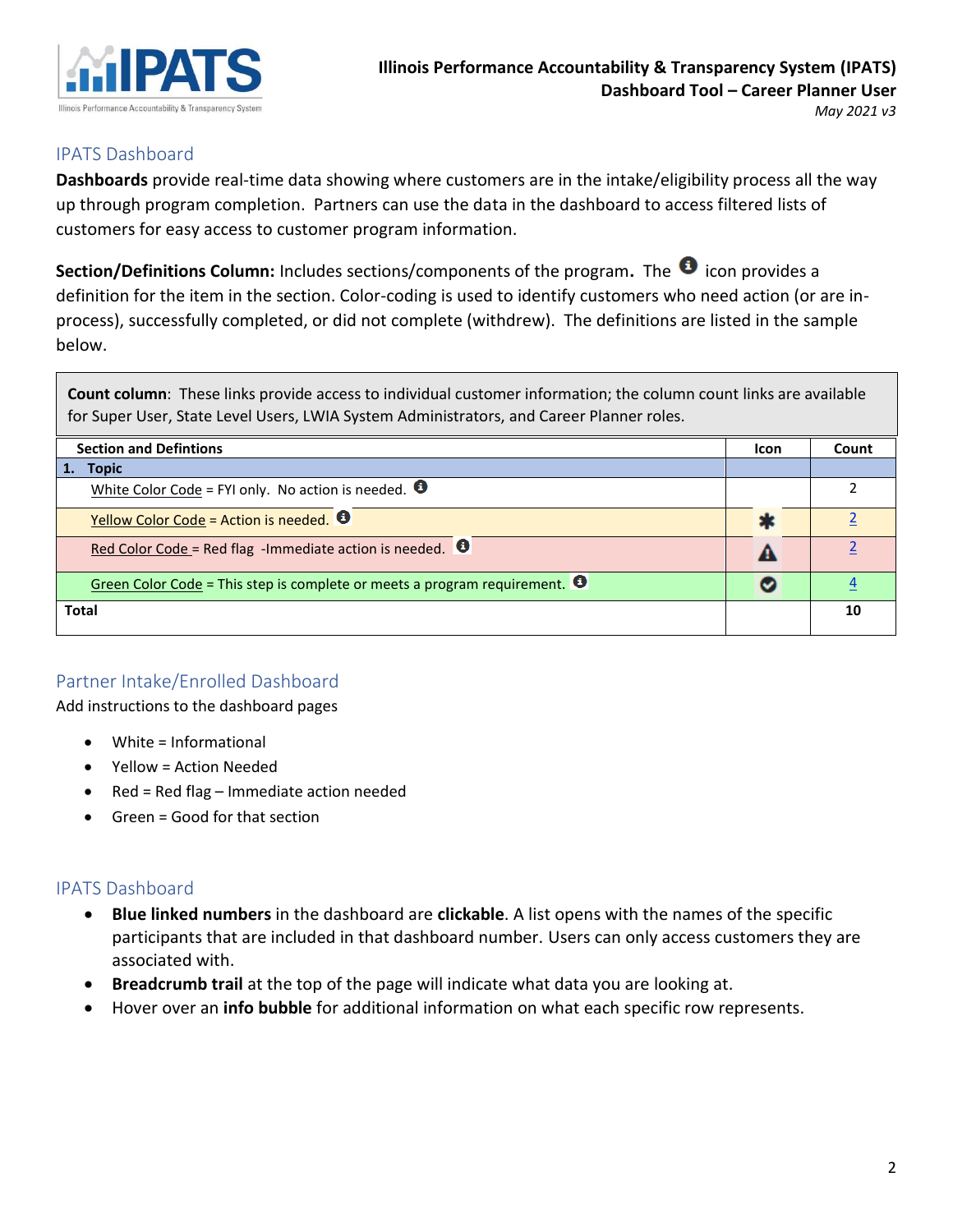## IPATS Dashboard

**Dashboards** provide real-time data showing where customers are in the intake/eligibility process all the way up through program completion. Partners can use the data in the dashboard to access filtered lists of customers for easy access to customer program information.

**Section/Definitions Column:** Includes sections/components of the program. The ℹ icon provides a definition for the item in the section. Color-coding is used to identify customers who need action (or are in-process), successfully completed, or did not complete (withdrew). The definitions are listed in the sample below.

**Count column**: These links provide access to individual customer information; the column count links are available for Super User, State Level Users, LWIA System Administrators, and Career Planner roles.

| Section and Defintions | Icon | Count |
|---|---|---|
| **1. Topic** | | |
| White Color Code = FYI only. No action is needed. ℹ | | 2 |
| Yellow Color Code = Action is needed. ℹ | ✱ | 2 |
| Red Color Code = Red flag -Immediate action is needed. ℹ | ⚠ | 2 |
| Green Color Code = This step is complete or meets a program requirement. ℹ | ✔ | 4 |
| **Total** | | **10** |

## Partner Intake/Enrolled Dashboard

Add instructions to the dashboard pages

- White = Informational
- Yellow = Action Needed
- Red = Red flag – Immediate action needed
- Green = Good for that section

## IPATS Dashboard

- **Blue linked numbers** in the dashboard are **clickable**. A list opens with the names of the specific participants that are included in that dashboard number. Users can only access customers they are associated with.
- **Breadcrumb trail** at the top of the page will indicate what data you are looking at.
- Hover over an **info bubble** for additional information on what each specific row represents.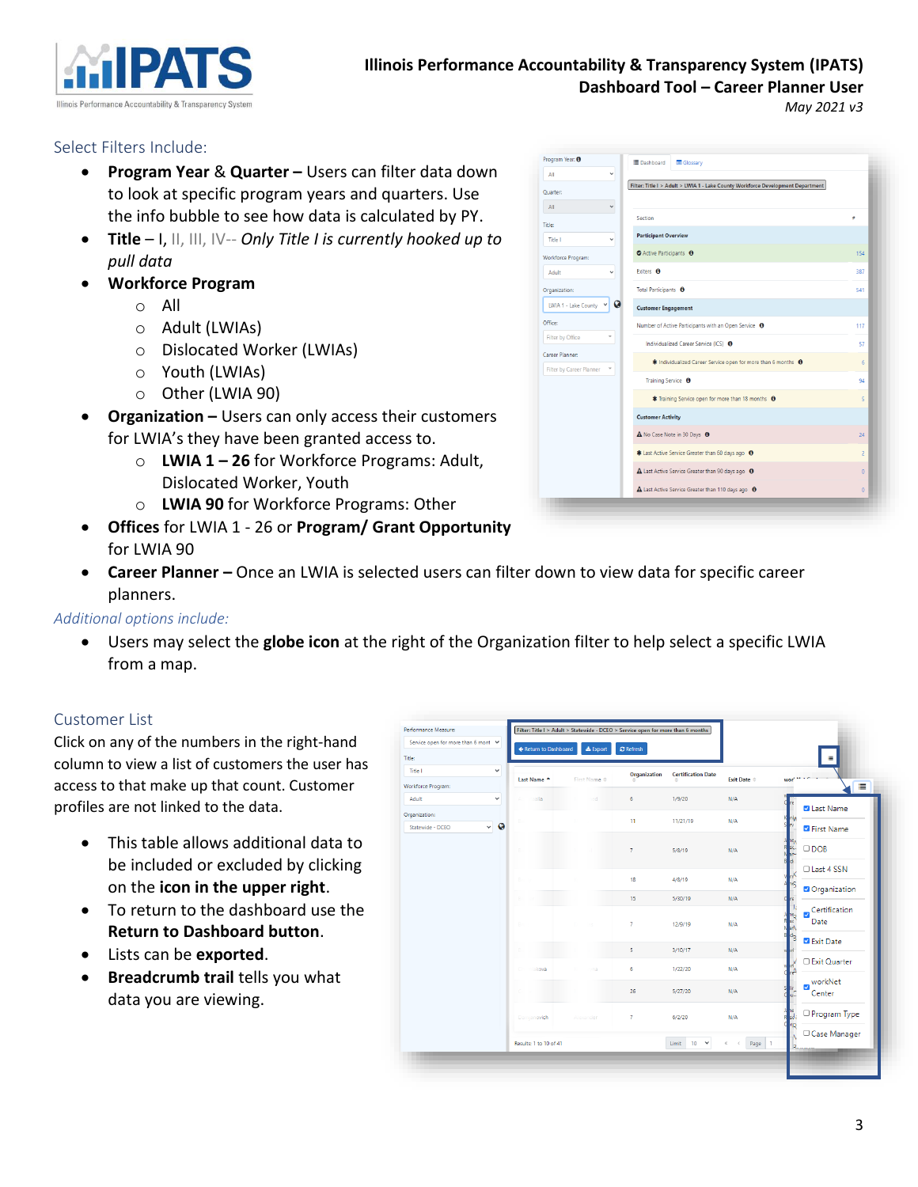## Select Filters Include:

- **Program Year** & **Quarter –** Users can filter data down to look at specific program years and quarters. Use the info bubble to see how data is calculated by PY.
- **Title** – I, II, III, IV-- *Only Title I is currently hooked up to pull data*
- **Workforce Program**
  - All
  - Adult (LWIAs)
  - Dislocated Worker (LWIAs)
  - Youth (LWIAs)
  - Other (LWIA 90)
- **Organization –** Users can only access their customers for LWIA's they have been granted access to.
  - **LWIA 1 – 26** for Workforce Programs: Adult, Dislocated Worker, Youth
  - **LWIA 90** for Workforce Programs: Other
- **Offices** for LWIA 1 - 26 or **Program/ Grant Opportunity** for LWIA 90
- **Career Planner –** Once an LWIA is selected users can filter down to view data for specific career planners.

*Additional options include:*

- Users may select the **globe icon** at the right of the Organization filter to help select a specific LWIA from a map.

## Customer List

Click on any of the numbers in the right-hand column to view a list of customers the user has access to that make up that count. Customer profiles are not linked to the data.

- This table allows additional data to be included or excluded by clicking on the **icon in the upper right**.
- To return to the dashboard use the **Return to Dashboard button**.
- Lists can be **exported**.
- **Breadcrumb trail** tells you what data you are viewing.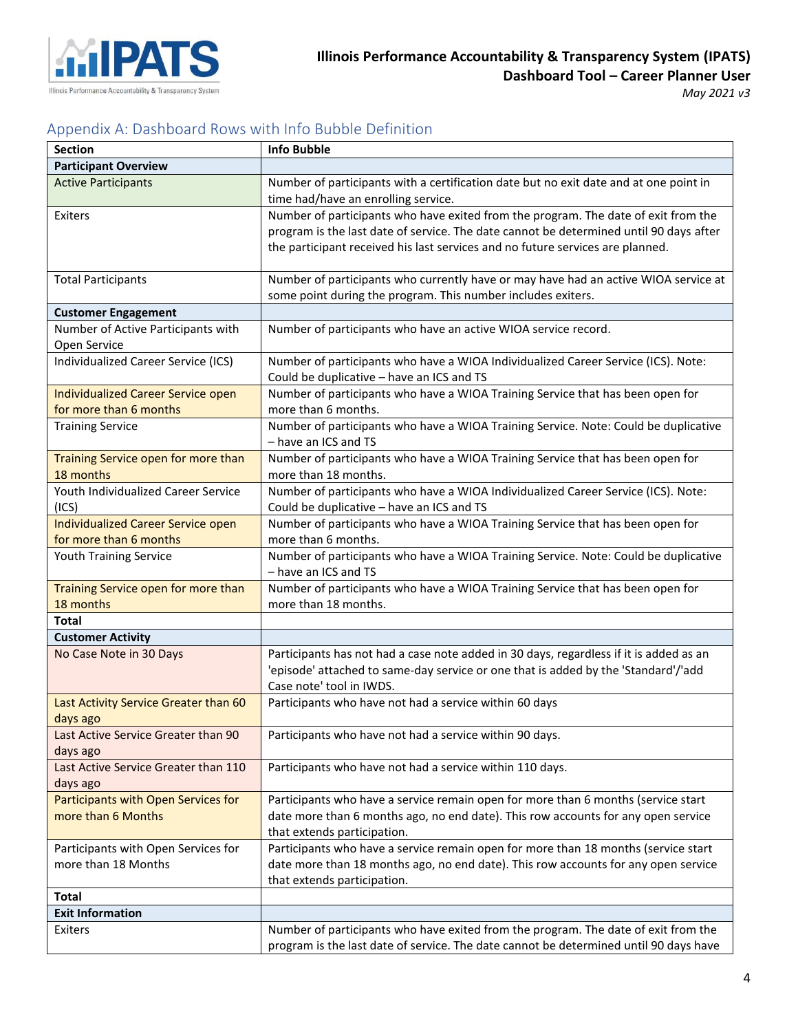## Appendix A: Dashboard Rows with Info Bubble Definition

| Section | Info Bubble |
|---|---|
| **Participant Overview** | |
| Active Participants | Number of participants with a certification date but no exit date and at one point in time had/have an enrolling service. |
| Exiters | Number of participants who have exited from the program. The date of exit from the program is the last date of service. The date cannot be determined until 90 days after the participant received his last services and no future services are planned. |
| Total Participants | Number of participants who currently have or may have had an active WIOA service at some point during the program. This number includes exiters. |
| **Customer Engagement** | |
| Number of Active Participants with Open Service | Number of participants who have an active WIOA service record. |
| Individualized Career Service (ICS) | Number of participants who have a WIOA Individualized Career Service (ICS). Note: Could be duplicative – have an ICS and TS |
| Individualized Career Service open for more than 6 months | Number of participants who have a WIOA Training Service that has been open for more than 6 months. |
| Training Service | Number of participants who have a WIOA Training Service. Note: Could be duplicative – have an ICS and TS |
| Training Service open for more than 18 months | Number of participants who have a WIOA Training Service that has been open for more than 18 months. |
| Youth Individualized Career Service (ICS) | Number of participants who have a WIOA Individualized Career Service (ICS). Note: Could be duplicative – have an ICS and TS |
| Individualized Career Service open for more than 6 months | Number of participants who have a WIOA Training Service that has been open for more than 6 months. |
| Youth Training Service | Number of participants who have a WIOA Training Service. Note: Could be duplicative – have an ICS and TS |
| Training Service open for more than 18 months | Number of participants who have a WIOA Training Service that has been open for more than 18 months. |
| **Total** | |
| **Customer Activity** | |
| No Case Note in 30 Days | Participants has not had a case note added in 30 days, regardless if it is added as an 'episode' attached to same-day service or one that is added by the 'Standard'/'add Case note' tool in IWDS. |
| Last Activity Service Greater than 60 days ago | Participants who have not had a service within 60 days |
| Last Active Service Greater than 90 days ago | Participants who have not had a service within 90 days. |
| Last Active Service Greater than 110 days ago | Participants who have not had a service within 110 days. |
| Participants with Open Services for more than 6 Months | Participants who have a service remain open for more than 6 months (service start date more than 6 months ago, no end date). This row accounts for any open service that extends participation. |
| Participants with Open Services for more than 18 Months | Participants who have a service remain open for more than 18 months (service start date more than 18 months ago, no end date). This row accounts for any open service that extends participation. |
| **Total** | |
| **Exit Information** | |
| Exiters | Number of participants who have exited from the program. The date of exit from the program is the last date of service. The date cannot be determined until 90 days have |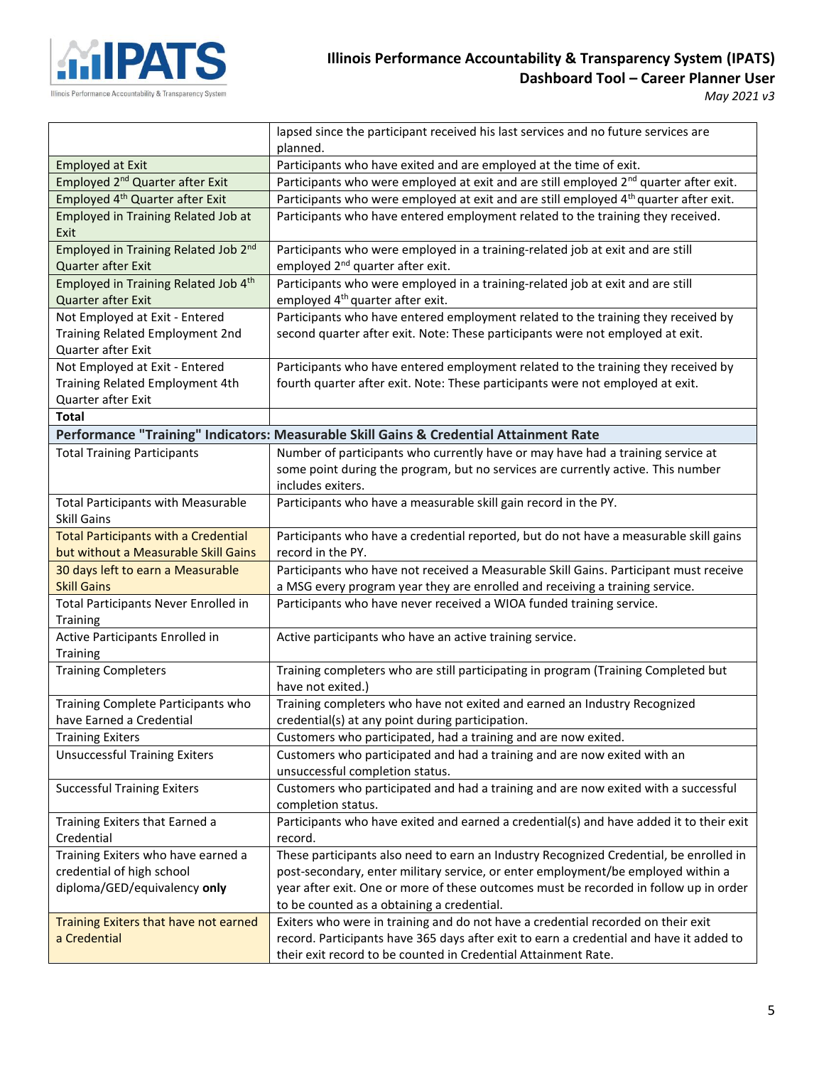| | |
|---|---|
| | lapsed since the participant received his last services and no future services are planned. |
| Employed at Exit | Participants who have exited and are employed at the time of exit. |
| Employed 2nd Quarter after Exit | Participants who were employed at exit and are still employed 2nd quarter after exit. |
| Employed 4th Quarter after Exit | Participants who were employed at exit and are still employed 4th quarter after exit. |
| Employed in Training Related Job at Exit | Participants who have entered employment related to the training they received. |
| Employed in Training Related Job 2nd Quarter after Exit | Participants who were employed in a training-related job at exit and are still employed 2nd quarter after exit. |
| Employed in Training Related Job 4th Quarter after Exit | Participants who were employed in a training-related job at exit and are still employed 4th quarter after exit. |
| Not Employed at Exit - Entered Training Related Employment 2nd Quarter after Exit | Participants who have entered employment related to the training they received by second quarter after exit. Note: These participants were not employed at exit. |
| Not Employed at Exit - Entered Training Related Employment 4th Quarter after Exit | Participants who have entered employment related to the training they received by fourth quarter after exit. Note: These participants were not employed at exit. |
| **Total** | |
| **Performance "Training" Indicators: Measurable Skill Gains & Credential Attainment Rate** | |
| Total Training Participants | Number of participants who currently have or may have had a training service at some point during the program, but no services are currently active. This number includes exiters. |
| Total Participants with Measurable Skill Gains | Participants who have a measurable skill gain record in the PY. |
| Total Participants with a Credential but without a Measurable Skill Gains | Participants who have a credential reported, but do not have a measurable skill gains record in the PY. |
| 30 days left to earn a Measurable Skill Gains | Participants who have not received a Measurable Skill Gains. Participant must receive a MSG every program year they are enrolled and receiving a training service. |
| Total Participants Never Enrolled in Training | Participants who have never received a WIOA funded training service. |
| Active Participants Enrolled in Training | Active participants who have an active training service. |
| Training Completers | Training completers who are still participating in program (Training Completed but have not exited.) |
| Training Complete Participants who have Earned a Credential | Training completers who have not exited and earned an Industry Recognized credential(s) at any point during participation. |
| Training Exiters | Customers who participated, had a training and are now exited. |
| Unsuccessful Training Exiters | Customers who participated and had a training and are now exited with an unsuccessful completion status. |
| Successful Training Exiters | Customers who participated and had a training and are now exited with a successful completion status. |
| Training Exiters that Earned a Credential | Participants who have exited and earned a credential(s) and have added it to their exit record. |
| Training Exiters who have earned a credential of high school diploma/GED/equivalency **only** | These participants also need to earn an Industry Recognized Credential, be enrolled in post-secondary, enter military service, or enter employment/be employed within a year after exit. One or more of these outcomes must be recorded in follow up in order to be counted as a obtaining a credential. |
| Training Exiters that have not earned a Credential | Exiters who were in training and do not have a credential recorded on their exit record. Participants have 365 days after exit to earn a credential and have it added to their exit record to be counted in Credential Attainment Rate. |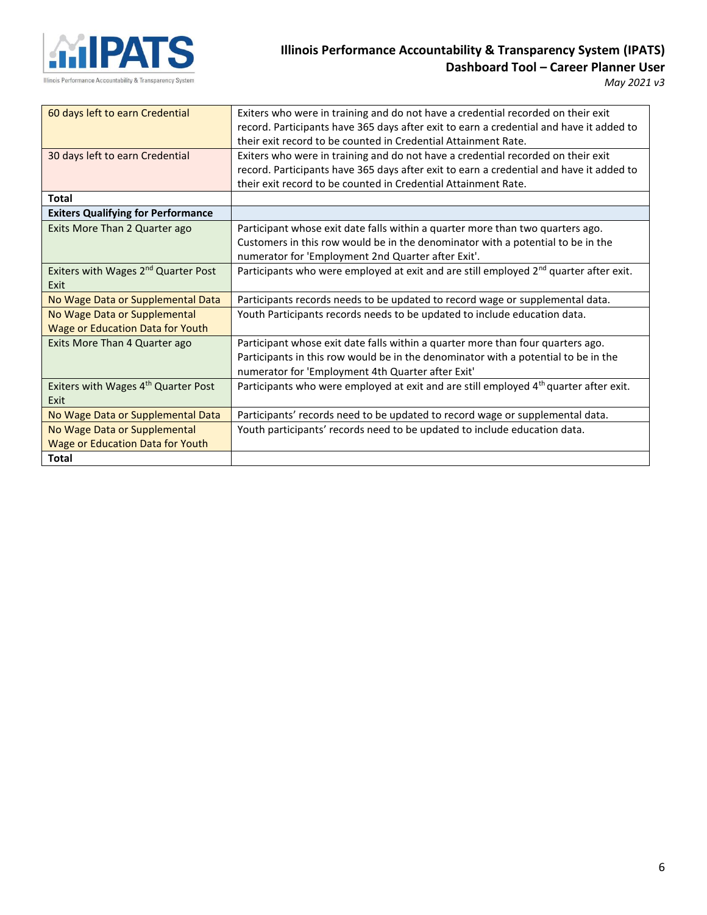| | |
|---|---|
| 60 days left to earn Credential | Exiters who were in training and do not have a credential recorded on their exit record. Participants have 365 days after exit to earn a credential and have it added to their exit record to be counted in Credential Attainment Rate. |
| 30 days left to earn Credential | Exiters who were in training and do not have a credential recorded on their exit record. Participants have 365 days after exit to earn a credential and have it added to their exit record to be counted in Credential Attainment Rate. |
| **Total** | |
| **Exiters Qualifying for Performance** | |
| Exits More Than 2 Quarter ago | Participant whose exit date falls within a quarter more than two quarters ago. Customers in this row would be in the denominator with a potential to be in the numerator for 'Employment 2nd Quarter after Exit'. |
| Exiters with Wages 2nd Quarter Post Exit | Participants who were employed at exit and are still employed 2nd quarter after exit. |
| No Wage Data or Supplemental Data | Participants records needs to be updated to record wage or supplemental data. |
| No Wage Data or Supplemental Wage or Education Data for Youth | Youth Participants records needs to be updated to include education data. |
| Exits More Than 4 Quarter ago | Participant whose exit date falls within a quarter more than four quarters ago. Participants in this row would be in the denominator with a potential to be in the numerator for 'Employment 4th Quarter after Exit' |
| Exiters with Wages 4th Quarter Post Exit | Participants who were employed at exit and are still employed 4th quarter after exit. |
| No Wage Data or Supplemental Data | Participants' records need to be updated to record wage or supplemental data. |
| No Wage Data or Supplemental Wage or Education Data for Youth | Youth participants' records need to be updated to include education data. |
| **Total** | |